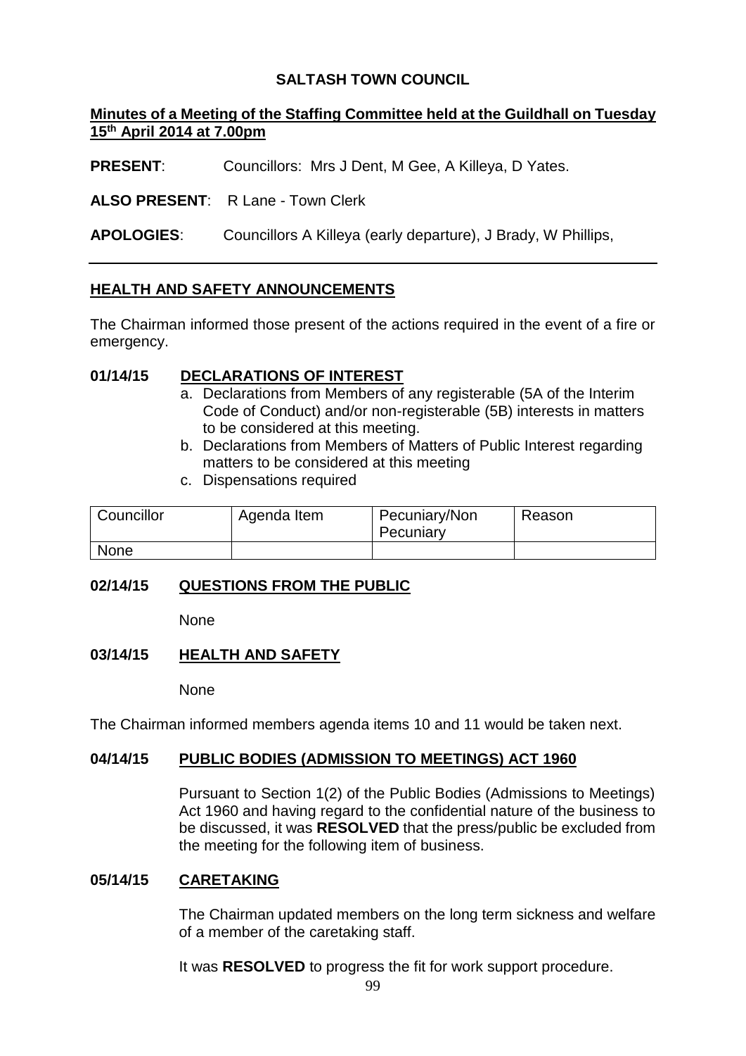**SALTASH TOWN COUNCIL**

**Minutes of a Meeting of the Staffing Committee held at the Guildhall on Tuesday 15th April 2014 at 7.00pm**

**PRESENT**: Councillors: Mrs J Dent, M Gee, A Killeya, D Yates.

**ALSO PRESENT**: R Lane - Town Clerk

**APOLOGIES**: Councillors A Killeya (early departure), J Brady, W Phillips,

## HEALTH AND SAFETY ANNOUNCEMENTS

The Chairman informed those present of the actions required in the event of a fire or emergency.

## 01/14/15 DECLARATIONS OF INTEREST

a. Declarations from Members of any registerable (5A of the Interim Code of Conduct) and/or non-registerable (5B) interests in matters to be considered at this meeting.
b. Declarations from Members of Matters of Public Interest regarding matters to be considered at this meeting
c. Dispensations required

| Councillor | Agenda Item | Pecuniary/Non Pecuniary | Reason |
|---|---|---|---|
| None | | | |

## 02/14/15 QUESTIONS FROM THE PUBLIC

None

## 03/14/15 HEALTH AND SAFETY

None

The Chairman informed members agenda items 10 and 11 would be taken next.

## 04/14/15 PUBLIC BODIES (ADMISSION TO MEETINGS) ACT 1960

Pursuant to Section 1(2) of the Public Bodies (Admissions to Meetings) Act 1960 and having regard to the confidential nature of the business to be discussed, it was **RESOLVED** that the press/public be excluded from the meeting for the following item of business.

## 05/14/15 CARETAKING

The Chairman updated members on the long term sickness and welfare of a member of the caretaking staff.

It was **RESOLVED** to progress the fit for work support procedure.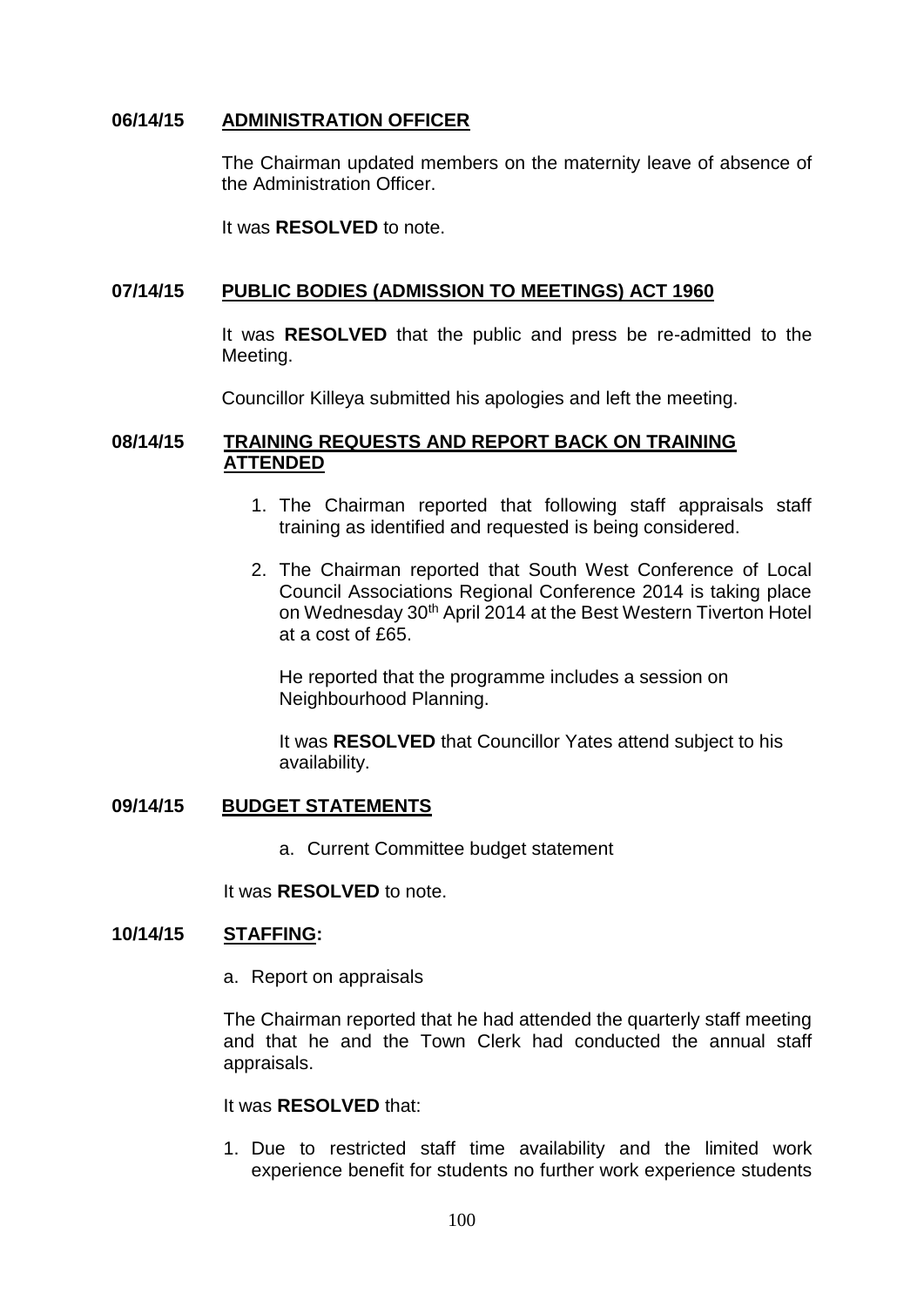**06/14/15 ADMINISTRATION OFFICER**

The Chairman updated members on the maternity leave of absence of the Administration Officer.

It was **RESOLVED** to note.

**07/14/15 PUBLIC BODIES (ADMISSION TO MEETINGS) ACT 1960**

It was **RESOLVED** that the public and press be re-admitted to the Meeting.

Councillor Killeya submitted his apologies and left the meeting.

**08/14/15 TRAINING REQUESTS AND REPORT BACK ON TRAINING ATTENDED**

1. The Chairman reported that following staff appraisals staff training as identified and requested is being considered.
2. The Chairman reported that South West Conference of Local Council Associations Regional Conference 2014 is taking place on Wednesday 30th April 2014 at the Best Western Tiverton Hotel at a cost of £65.

   He reported that the programme includes a session on Neighbourhood Planning.

   It was **RESOLVED** that Councillor Yates attend subject to his availability.

**09/14/15 BUDGET STATEMENTS**

a. Current Committee budget statement

It was **RESOLVED** to note.

**10/14/15 STAFFING:**

a. Report on appraisals

The Chairman reported that he had attended the quarterly staff meeting and that he and the Town Clerk had conducted the annual staff appraisals.

It was **RESOLVED** that:

1. Due to restricted staff time availability and the limited work experience benefit for students no further work experience students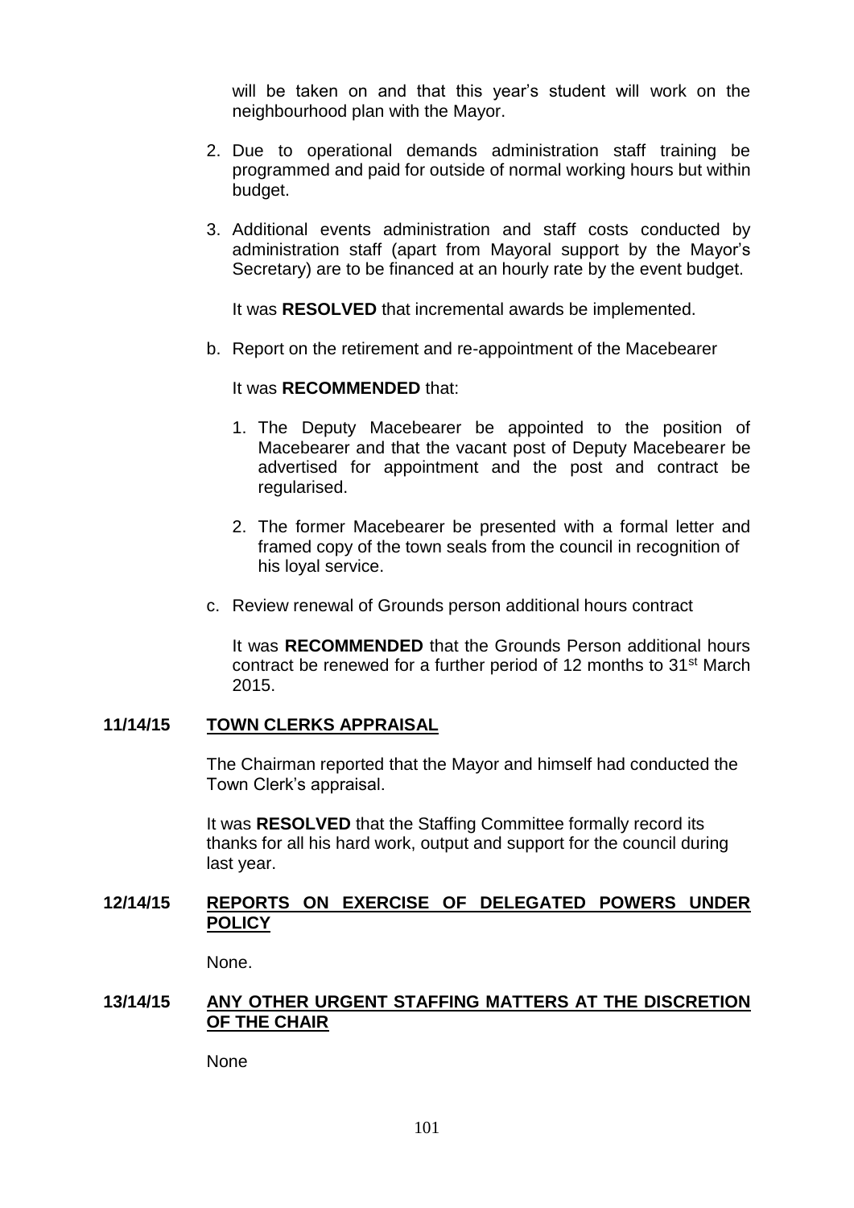will be taken on and that this year's student will work on the neighbourhood plan with the Mayor.

2. Due to operational demands administration staff training be programmed and paid for outside of normal working hours but within budget.

3. Additional events administration and staff costs conducted by administration staff (apart from Mayoral support by the Mayor's Secretary) are to be financed at an hourly rate by the event budget.

It was **RESOLVED** that incremental awards be implemented.

b. Report on the retirement and re-appointment of the Macebearer

It was **RECOMMENDED** that:

1. The Deputy Macebearer be appointed to the position of Macebearer and that the vacant post of Deputy Macebearer be advertised for appointment and the post and contract be regularised.

2. The former Macebearer be presented with a formal letter and framed copy of the town seals from the council in recognition of his loyal service.

c. Review renewal of Grounds person additional hours contract

It was **RECOMMENDED** that the Grounds Person additional hours contract be renewed for a further period of 12 months to 31st March 2015.

## 11/14/15 TOWN CLERKS APPRAISAL

The Chairman reported that the Mayor and himself had conducted the Town Clerk's appraisal.

It was **RESOLVED** that the Staffing Committee formally record its thanks for all his hard work, output and support for the council during last year.

## 12/14/15 REPORTS ON EXERCISE OF DELEGATED POWERS UNDER POLICY

None.

## 13/14/15 ANY OTHER URGENT STAFFING MATTERS AT THE DISCRETION OF THE CHAIR

None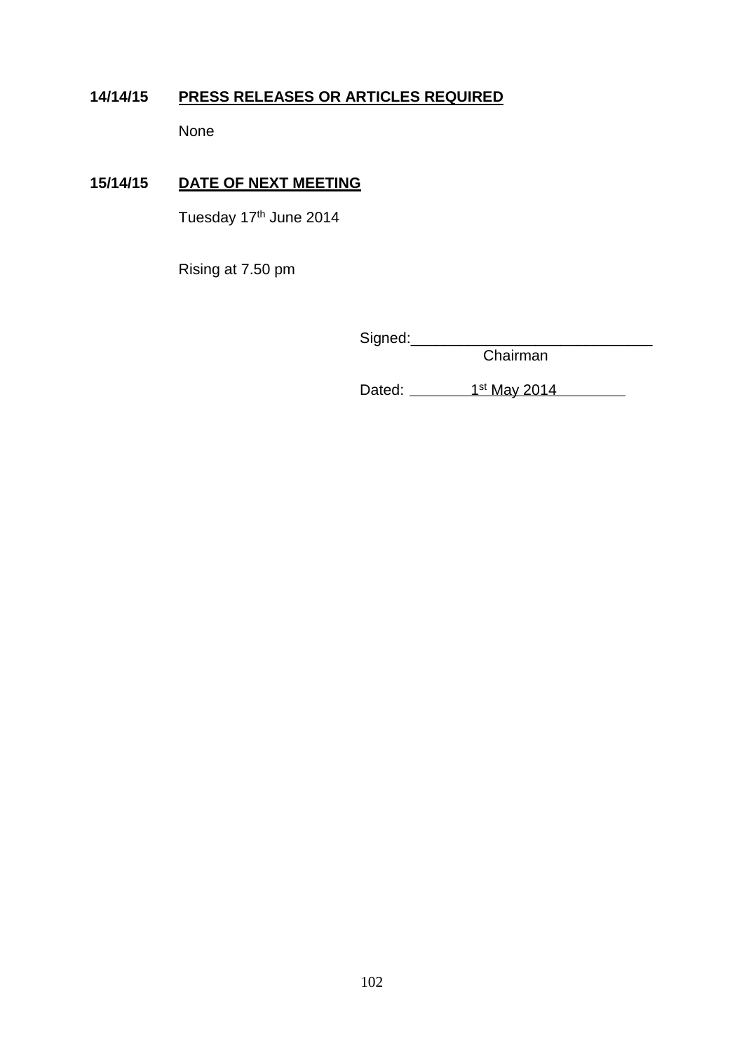**14/14/15 PRESS RELEASES OR ARTICLES REQUIRED**

None

**15/14/15 DATE OF NEXT MEETING**

Tuesday 17th June 2014

Rising at 7.50 pm

Signed:_____________________________
Chairman

Dated: 1st May 2014